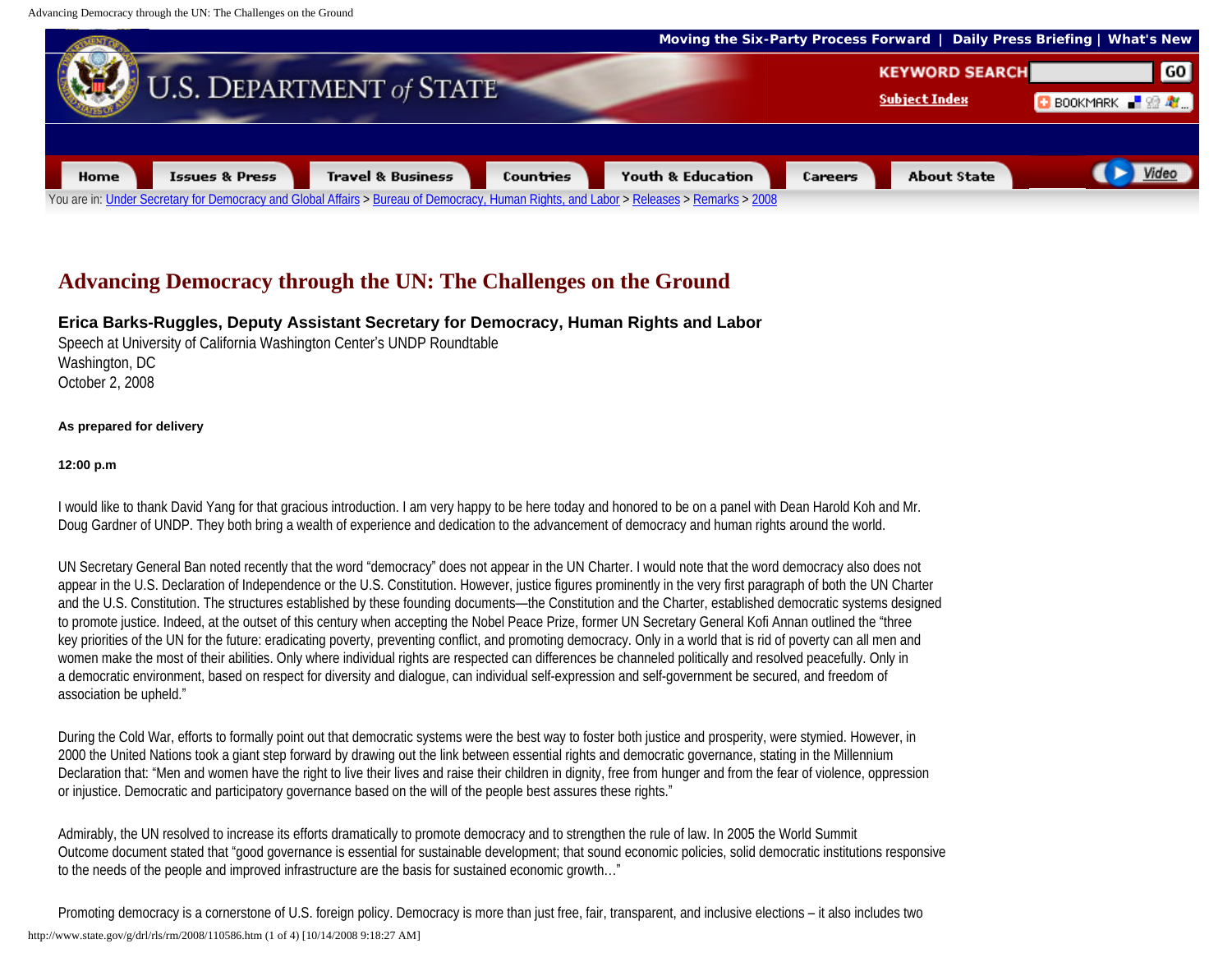Moving the Six-Party Process Forward | Daily Press Briefing | What's New

You are in: Under Secretary for Democracy and Global Affairs > Bureau of Democracy, Human Rights, and Labor > Releases > Remarks > 2008

# Advancing Democracy through the UN: The Challenges on the Ground

**Erica Barks-Ruggles, Deputy Assistant Secretary for Democracy, Human Rights and Labor**
Speech at University of California Washington Center's UNDP Roundtable
Washington, DC
October 2, 2008

**As prepared for delivery**

**12:00 p.m**

I would like to thank David Yang for that gracious introduction. I am very happy to be here today and honored to be on a panel with Dean Harold Koh and Mr. Doug Gardner of UNDP. They both bring a wealth of experience and dedication to the advancement of democracy and human rights around the world.

UN Secretary General Ban noted recently that the word "democracy" does not appear in the UN Charter. I would note that the word democracy also does not appear in the U.S. Declaration of Independence or the U.S. Constitution. However, justice figures prominently in the very first paragraph of both the UN Charter and the U.S. Constitution. The structures established by these founding documents—the Constitution and the Charter, established democratic systems designed to promote justice. Indeed, at the outset of this century when accepting the Nobel Peace Prize, former UN Secretary General Kofi Annan outlined the "three key priorities of the UN for the future: eradicating poverty, preventing conflict, and promoting democracy. Only in a world that is rid of poverty can all men and women make the most of their abilities. Only where individual rights are respected can differences be channeled politically and resolved peacefully. Only in a democratic environment, based on respect for diversity and dialogue, can individual self-expression and self-government be secured, and freedom of association be upheld."

During the Cold War, efforts to formally point out that democratic systems were the best way to foster both justice and prosperity, were stymied. However, in 2000 the United Nations took a giant step forward by drawing out the link between essential rights and democratic governance, stating in the Millennium Declaration that: "Men and women have the right to live their lives and raise their children in dignity, free from hunger and from the fear of violence, oppression or injustice. Democratic and participatory governance based on the will of the people best assures these rights."

Admirably, the UN resolved to increase its efforts dramatically to promote democracy and to strengthen the rule of law. In 2005 the World Summit Outcome document stated that "good governance is essential for sustainable development; that sound economic policies, solid democratic institutions responsive to the needs of the people and improved infrastructure are the basis for sustained economic growth…"

Promoting democracy is a cornerstone of U.S. foreign policy. Democracy is more than just free, fair, transparent, and inclusive elections – it also includes two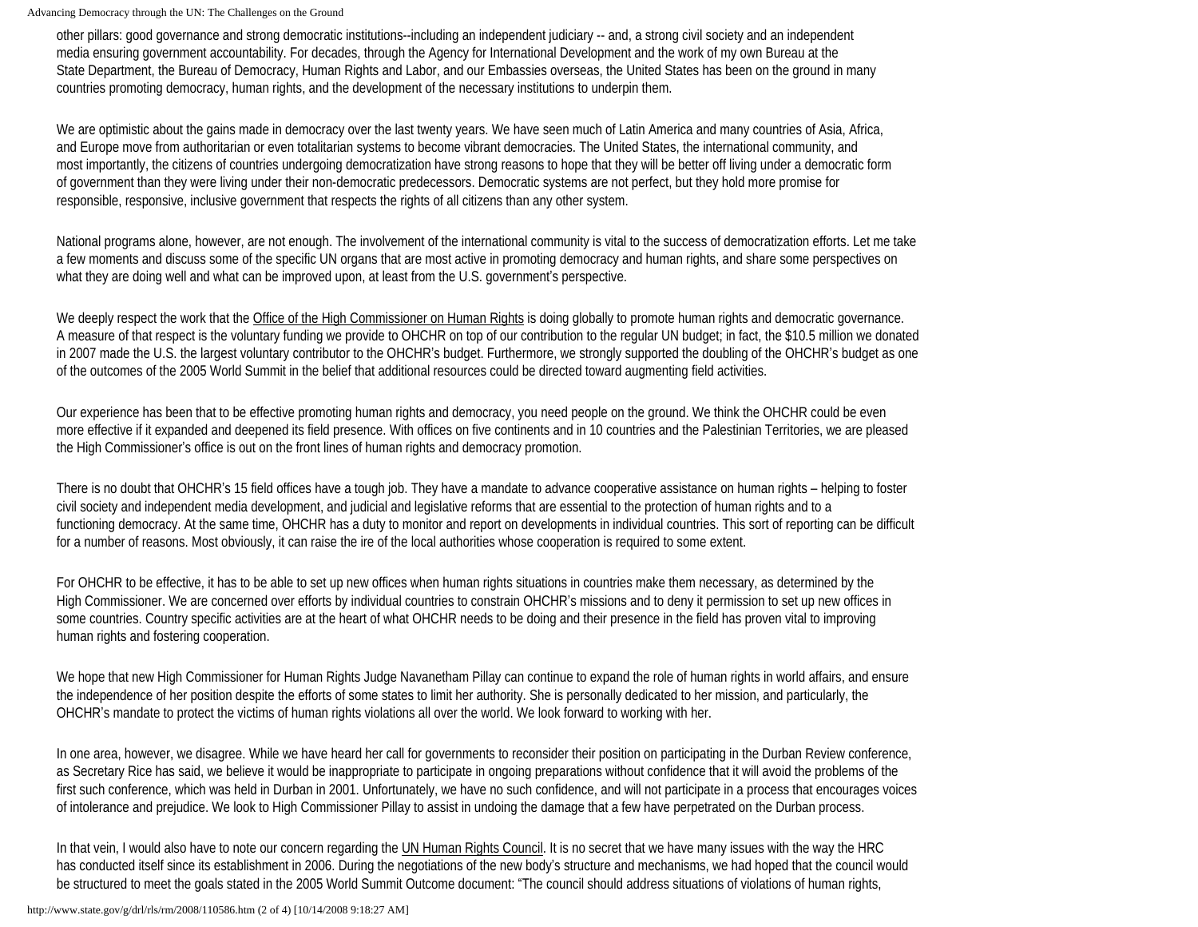other pillars: good governance and strong democratic institutions--including an independent judiciary -- and, a strong civil society and an independent media ensuring government accountability. For decades, through the Agency for International Development and the work of my own Bureau at the State Department, the Bureau of Democracy, Human Rights and Labor, and our Embassies overseas, the United States has been on the ground in many countries promoting democracy, human rights, and the development of the necessary institutions to underpin them.

We are optimistic about the gains made in democracy over the last twenty years. We have seen much of Latin America and many countries of Asia, Africa, and Europe move from authoritarian or even totalitarian systems to become vibrant democracies. The United States, the international community, and most importantly, the citizens of countries undergoing democratization have strong reasons to hope that they will be better off living under a democratic form of government than they were living under their non-democratic predecessors. Democratic systems are not perfect, but they hold more promise for responsible, responsive, inclusive government that respects the rights of all citizens than any other system.

National programs alone, however, are not enough. The involvement of the international community is vital to the success of democratization efforts. Let me take a few moments and discuss some of the specific UN organs that are most active in promoting democracy and human rights, and share some perspectives on what they are doing well and what can be improved upon, at least from the U.S. government's perspective.

We deeply respect the work that the Office of the High Commissioner on Human Rights is doing globally to promote human rights and democratic governance. A measure of that respect is the voluntary funding we provide to OHCHR on top of our contribution to the regular UN budget; in fact, the $10.5 million we donated in 2007 made the U.S. the largest voluntary contributor to the OHCHR's budget. Furthermore, we strongly supported the doubling of the OHCHR's budget as one of the outcomes of the 2005 World Summit in the belief that additional resources could be directed toward augmenting field activities.

Our experience has been that to be effective promoting human rights and democracy, you need people on the ground. We think the OHCHR could be even more effective if it expanded and deepened its field presence. With offices on five continents and in 10 countries and the Palestinian Territories, we are pleased the High Commissioner's office is out on the front lines of human rights and democracy promotion.

There is no doubt that OHCHR's 15 field offices have a tough job. They have a mandate to advance cooperative assistance on human rights – helping to foster civil society and independent media development, and judicial and legislative reforms that are essential to the protection of human rights and to a functioning democracy. At the same time, OHCHR has a duty to monitor and report on developments in individual countries. This sort of reporting can be difficult for a number of reasons. Most obviously, it can raise the ire of the local authorities whose cooperation is required to some extent.

For OHCHR to be effective, it has to be able to set up new offices when human rights situations in countries make them necessary, as determined by the High Commissioner. We are concerned over efforts by individual countries to constrain OHCHR's missions and to deny it permission to set up new offices in some countries. Country specific activities are at the heart of what OHCHR needs to be doing and their presence in the field has proven vital to improving human rights and fostering cooperation.

We hope that new High Commissioner for Human Rights Judge Navanetham Pillay can continue to expand the role of human rights in world affairs, and ensure the independence of her position despite the efforts of some states to limit her authority. She is personally dedicated to her mission, and particularly, the OHCHR's mandate to protect the victims of human rights violations all over the world. We look forward to working with her.

In one area, however, we disagree. While we have heard her call for governments to reconsider their position on participating in the Durban Review conference, as Secretary Rice has said, we believe it would be inappropriate to participate in ongoing preparations without confidence that it will avoid the problems of the first such conference, which was held in Durban in 2001. Unfortunately, we have no such confidence, and will not participate in a process that encourages voices of intolerance and prejudice. We look to High Commissioner Pillay to assist in undoing the damage that a few have perpetrated on the Durban process.

In that vein, I would also have to note our concern regarding the UN Human Rights Council. It is no secret that we have many issues with the way the HRC has conducted itself since its establishment in 2006. During the negotiations of the new body's structure and mechanisms, we had hoped that the council would be structured to meet the goals stated in the 2005 World Summit Outcome document: "The council should address situations of violations of human rights,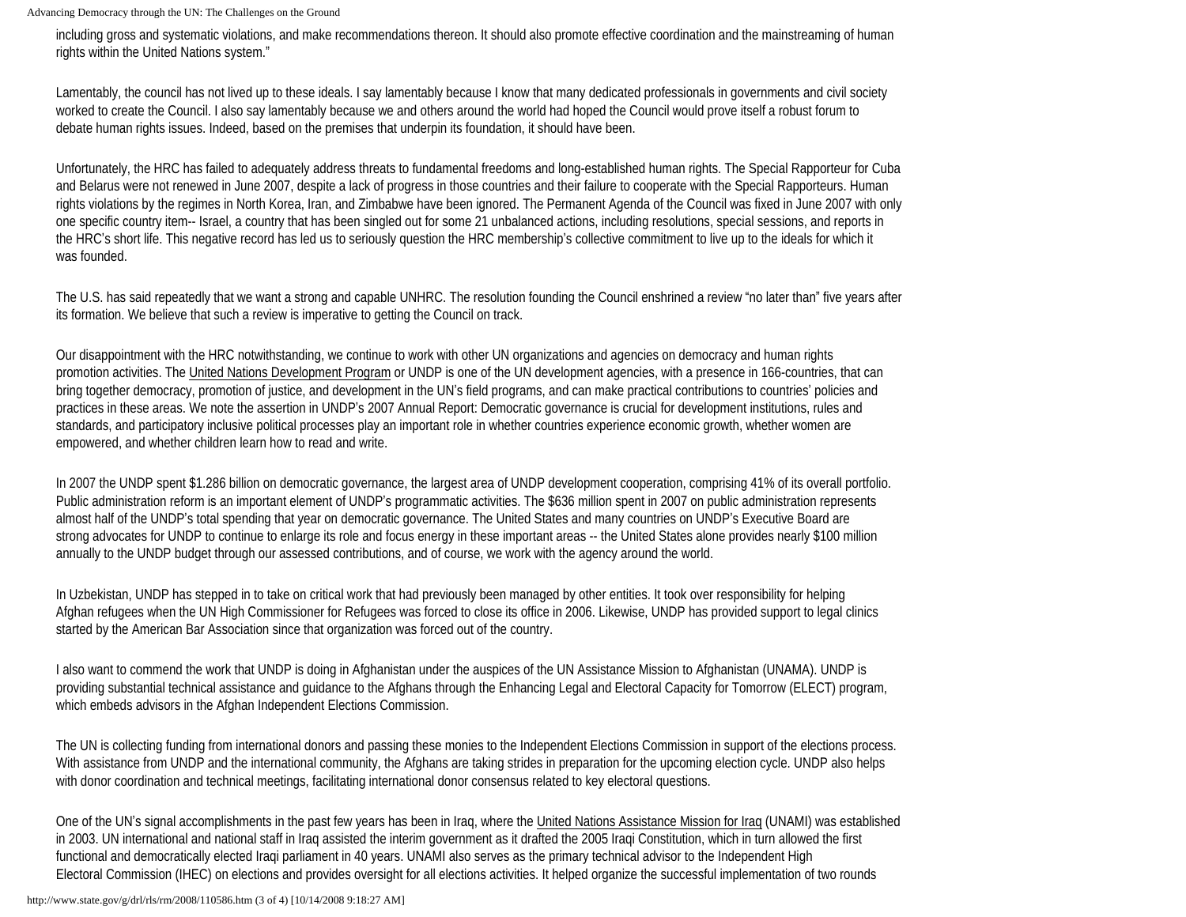including gross and systematic violations, and make recommendations thereon. It should also promote effective coordination and the mainstreaming of human rights within the United Nations system."

Lamentably, the council has not lived up to these ideals. I say lamentably because I know that many dedicated professionals in governments and civil society worked to create the Council. I also say lamentably because we and others around the world had hoped the Council would prove itself a robust forum to debate human rights issues. Indeed, based on the premises that underpin its foundation, it should have been.

Unfortunately, the HRC has failed to adequately address threats to fundamental freedoms and long-established human rights. The Special Rapporteur for Cuba and Belarus were not renewed in June 2007, despite a lack of progress in those countries and their failure to cooperate with the Special Rapporteurs. Human rights violations by the regimes in North Korea, Iran, and Zimbabwe have been ignored. The Permanent Agenda of the Council was fixed in June 2007 with only one specific country item-- Israel, a country that has been singled out for some 21 unbalanced actions, including resolutions, special sessions, and reports in the HRC's short life. This negative record has led us to seriously question the HRC membership's collective commitment to live up to the ideals for which it was founded.

The U.S. has said repeatedly that we want a strong and capable UNHRC. The resolution founding the Council enshrined a review "no later than" five years after its formation. We believe that such a review is imperative to getting the Council on track.

Our disappointment with the HRC notwithstanding, we continue to work with other UN organizations and agencies on democracy and human rights promotion activities. The United Nations Development Program or UNDP is one of the UN development agencies, with a presence in 166-countries, that can bring together democracy, promotion of justice, and development in the UN's field programs, and can make practical contributions to countries' policies and practices in these areas. We note the assertion in UNDP's 2007 Annual Report: Democratic governance is crucial for development institutions, rules and standards, and participatory inclusive political processes play an important role in whether countries experience economic growth, whether women are empowered, and whether children learn how to read and write.

In 2007 the UNDP spent $1.286 billion on democratic governance, the largest area of UNDP development cooperation, comprising 41% of its overall portfolio. Public administration reform is an important element of UNDP's programmatic activities. The $636 million spent in 2007 on public administration represents almost half of the UNDP's total spending that year on democratic governance. The United States and many countries on UNDP's Executive Board are strong advocates for UNDP to continue to enlarge its role and focus energy in these important areas -- the United States alone provides nearly $100 million annually to the UNDP budget through our assessed contributions, and of course, we work with the agency around the world.

In Uzbekistan, UNDP has stepped in to take on critical work that had previously been managed by other entities. It took over responsibility for helping Afghan refugees when the UN High Commissioner for Refugees was forced to close its office in 2006. Likewise, UNDP has provided support to legal clinics started by the American Bar Association since that organization was forced out of the country.

I also want to commend the work that UNDP is doing in Afghanistan under the auspices of the UN Assistance Mission to Afghanistan (UNAMA). UNDP is providing substantial technical assistance and guidance to the Afghans through the Enhancing Legal and Electoral Capacity for Tomorrow (ELECT) program, which embeds advisors in the Afghan Independent Elections Commission.

The UN is collecting funding from international donors and passing these monies to the Independent Elections Commission in support of the elections process. With assistance from UNDP and the international community, the Afghans are taking strides in preparation for the upcoming election cycle. UNDP also helps with donor coordination and technical meetings, facilitating international donor consensus related to key electoral questions.

One of the UN's signal accomplishments in the past few years has been in Iraq, where the United Nations Assistance Mission for Iraq (UNAMI) was established in 2003. UN international and national staff in Iraq assisted the interim government as it drafted the 2005 Iraqi Constitution, which in turn allowed the first functional and democratically elected Iraqi parliament in 40 years. UNAMI also serves as the primary technical advisor to the Independent High Electoral Commission (IHEC) on elections and provides oversight for all elections activities. It helped organize the successful implementation of two rounds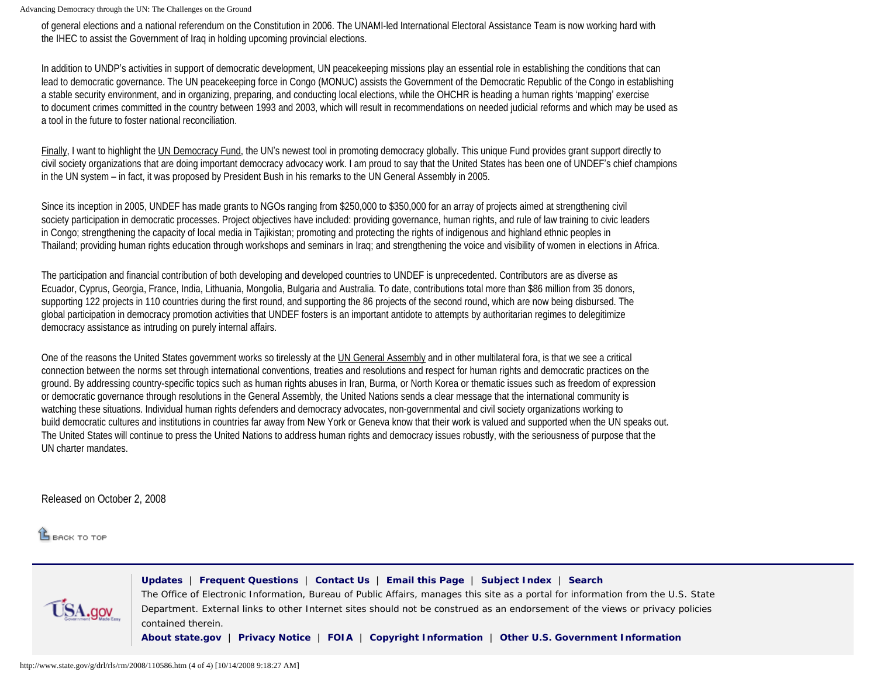of general elections and a national referendum on the Constitution in 2006. The UNAMI-led International Electoral Assistance Team is now working hard with the IHEC to assist the Government of Iraq in holding upcoming provincial elections.

In addition to UNDP's activities in support of democratic development, UN peacekeeping missions play an essential role in establishing the conditions that can lead to democratic governance. The UN peacekeeping force in Congo (MONUC) assists the Government of the Democratic Republic of the Congo in establishing a stable security environment, and in organizing, preparing, and conducting local elections, while the OHCHR is heading a human rights 'mapping' exercise to document crimes committed in the country between 1993 and 2003, which will result in recommendations on needed judicial reforms and which may be used as a tool in the future to foster national reconciliation.

Finally, I want to highlight the UN Democracy Fund, the UN's newest tool in promoting democracy globally. This unique Fund provides grant support directly to civil society organizations that are doing important democracy advocacy work. I am proud to say that the United States has been one of UNDEF's chief champions in the UN system – in fact, it was proposed by President Bush in his remarks to the UN General Assembly in 2005.

Since its inception in 2005, UNDEF has made grants to NGOs ranging from $250,000 to $350,000 for an array of projects aimed at strengthening civil society participation in democratic processes. Project objectives have included: providing governance, human rights, and rule of law training to civic leaders in Congo; strengthening the capacity of local media in Tajikistan; promoting and protecting the rights of indigenous and highland ethnic peoples in Thailand; providing human rights education through workshops and seminars in Iraq; and strengthening the voice and visibility of women in elections in Africa.

The participation and financial contribution of both developing and developed countries to UNDEF is unprecedented. Contributors are as diverse as Ecuador, Cyprus, Georgia, France, India, Lithuania, Mongolia, Bulgaria and Australia. To date, contributions total more than $86 million from 35 donors, supporting 122 projects in 110 countries during the first round, and supporting the 86 projects of the second round, which are now being disbursed. The global participation in democracy promotion activities that UNDEF fosters is an important antidote to attempts by authoritarian regimes to delegitimize democracy assistance as intruding on purely internal affairs.

One of the reasons the United States government works so tirelessly at the UN General Assembly and in other multilateral fora, is that we see a critical connection between the norms set through international conventions, treaties and resolutions and respect for human rights and democratic practices on the ground. By addressing country-specific topics such as human rights abuses in Iran, Burma, or North Korea or thematic issues such as freedom of expression or democratic governance through resolutions in the General Assembly, the United Nations sends a clear message that the international community is watching these situations. Individual human rights defenders and democracy advocates, non-governmental and civil society organizations working to build democratic cultures and institutions in countries far away from New York or Geneva know that their work is valued and supported when the UN speaks out. The United States will continue to press the United Nations to address human rights and democracy issues robustly, with the seriousness of purpose that the UN charter mandates.

Released on October 2, 2008

BACK TO TOP

**Updates** | **Frequent Questions** | **Contact Us** | **Email this Page** | **Subject Index** | **Search**
The Office of Electronic Information, Bureau of Public Affairs, manages this site as a portal for information from the U.S. State Department. External links to other Internet sites should not be construed as an endorsement of the views or privacy policies contained therein.
**About state.gov** | **Privacy Notice** | **FOIA** | **Copyright Information** | **Other U.S. Government Information**